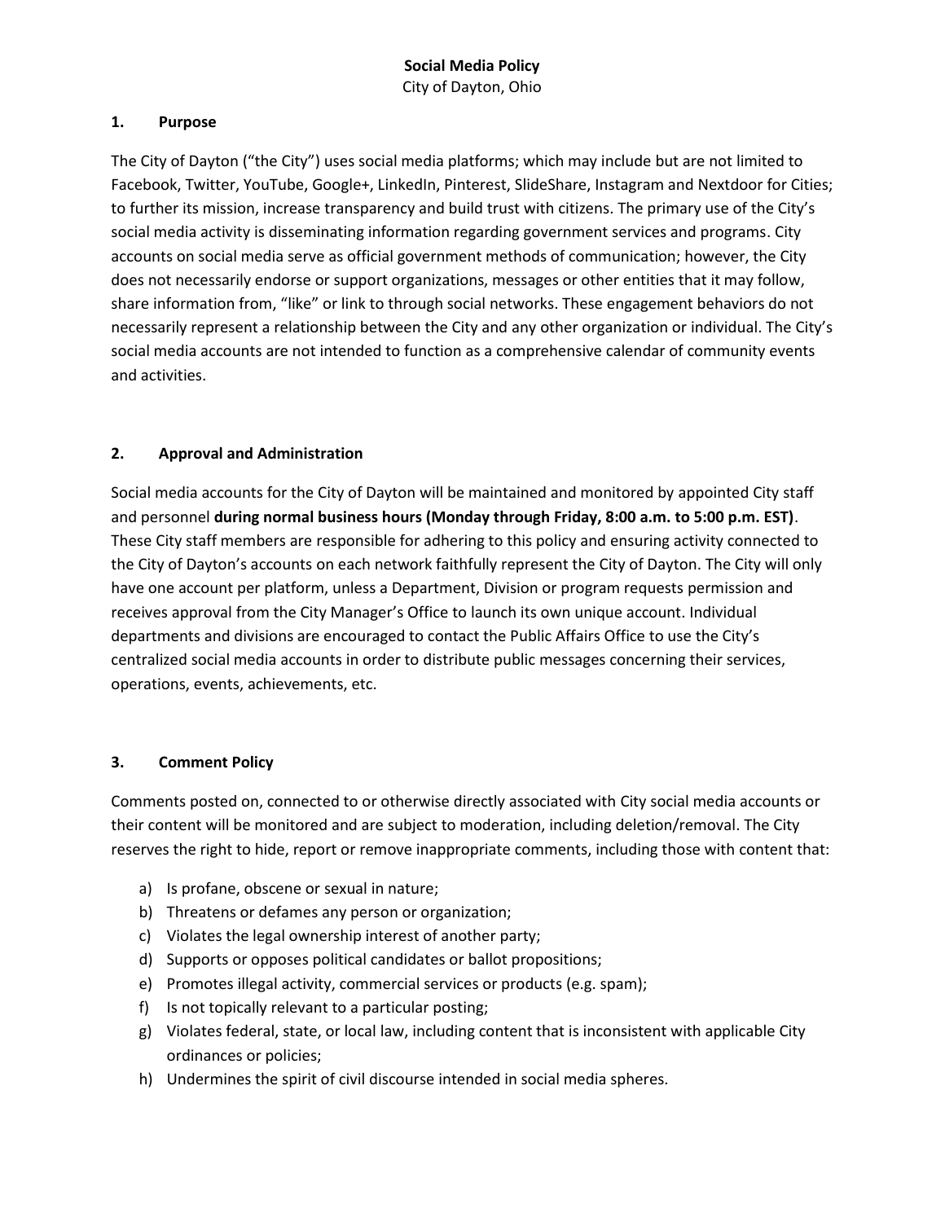# Social Media Policy

City of Dayton, Ohio

## 1. Purpose

The City of Dayton ("the City") uses social media platforms; which may include but are not limited to Facebook, Twitter, YouTube, Google+, LinkedIn, Pinterest, SlideShare, Instagram and Nextdoor for Cities; to further its mission, increase transparency and build trust with citizens. The primary use of the City's social media activity is disseminating information regarding government services and programs. City accounts on social media serve as official government methods of communication; however, the City does not necessarily endorse or support organizations, messages or other entities that it may follow, share information from, "like" or link to through social networks. These engagement behaviors do not necessarily represent a relationship between the City and any other organization or individual. The City's social media accounts are not intended to function as a comprehensive calendar of community events and activities.

## 2. Approval and Administration

Social media accounts for the City of Dayton will be maintained and monitored by appointed City staff and personnel **during normal business hours (Monday through Friday, 8:00 a.m. to 5:00 p.m. EST)**. These City staff members are responsible for adhering to this policy and ensuring activity connected to the City of Dayton's accounts on each network faithfully represent the City of Dayton. The City will only have one account per platform, unless a Department, Division or program requests permission and receives approval from the City Manager's Office to launch its own unique account. Individual departments and divisions are encouraged to contact the Public Affairs Office to use the City's centralized social media accounts in order to distribute public messages concerning their services, operations, events, achievements, etc.

## 3. Comment Policy

Comments posted on, connected to or otherwise directly associated with City social media accounts or their content will be monitored and are subject to moderation, including deletion/removal. The City reserves the right to hide, report or remove inappropriate comments, including those with content that:

a) Is profane, obscene or sexual in nature;
b) Threatens or defames any person or organization;
c) Violates the legal ownership interest of another party;
d) Supports or opposes political candidates or ballot propositions;
e) Promotes illegal activity, commercial services or products (e.g. spam);
f) Is not topically relevant to a particular posting;
g) Violates federal, state, or local law, including content that is inconsistent with applicable City ordinances or policies;
h) Undermines the spirit of civil discourse intended in social media spheres.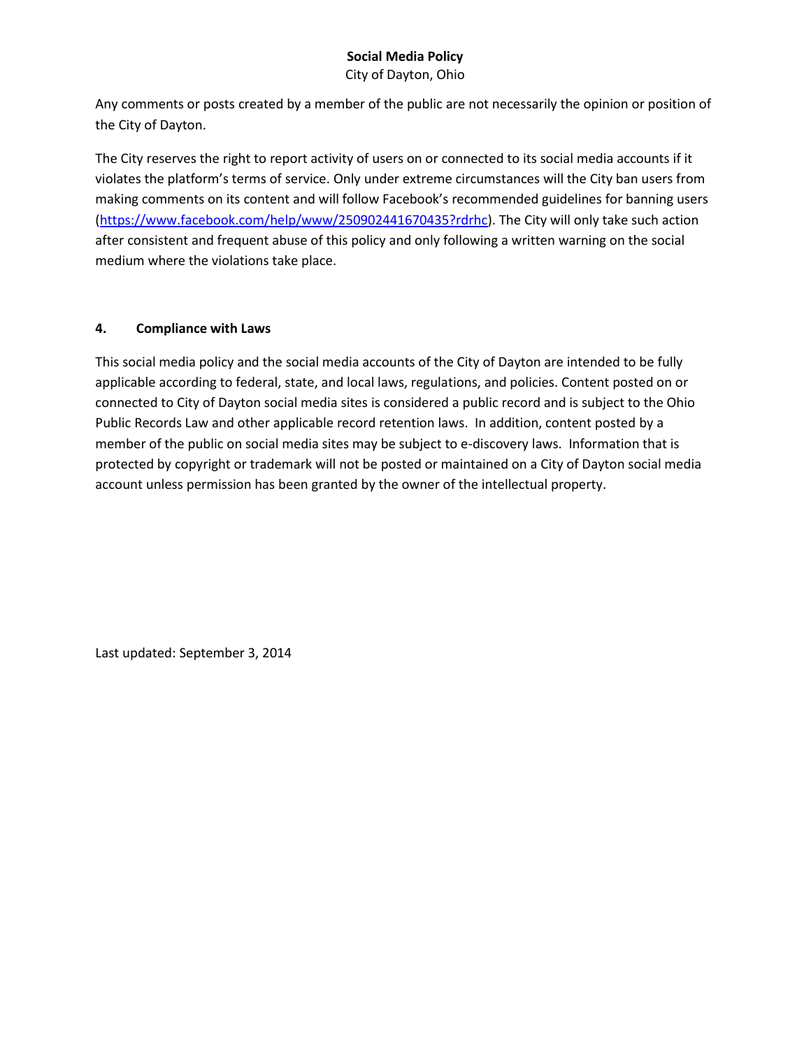Any comments or posts created by a member of the public are not necessarily the opinion or position of the City of Dayton.

The City reserves the right to report activity of users on or connected to its social media accounts if it violates the platform's terms of service. Only under extreme circumstances will the City ban users from making comments on its content and will follow Facebook's recommended guidelines for banning users (https://www.facebook.com/help/www/250902441670435?rdrhc). The City will only take such action after consistent and frequent abuse of this policy and only following a written warning on the social medium where the violations take place.

## 4. Compliance with Laws

This social media policy and the social media accounts of the City of Dayton are intended to be fully applicable according to federal, state, and local laws, regulations, and policies. Content posted on or connected to City of Dayton social media sites is considered a public record and is subject to the Ohio Public Records Law and other applicable record retention laws. In addition, content posted by a member of the public on social media sites may be subject to e-discovery laws. Information that is protected by copyright or trademark will not be posted or maintained on a City of Dayton social media account unless permission has been granted by the owner of the intellectual property.

Last updated: September 3, 2014